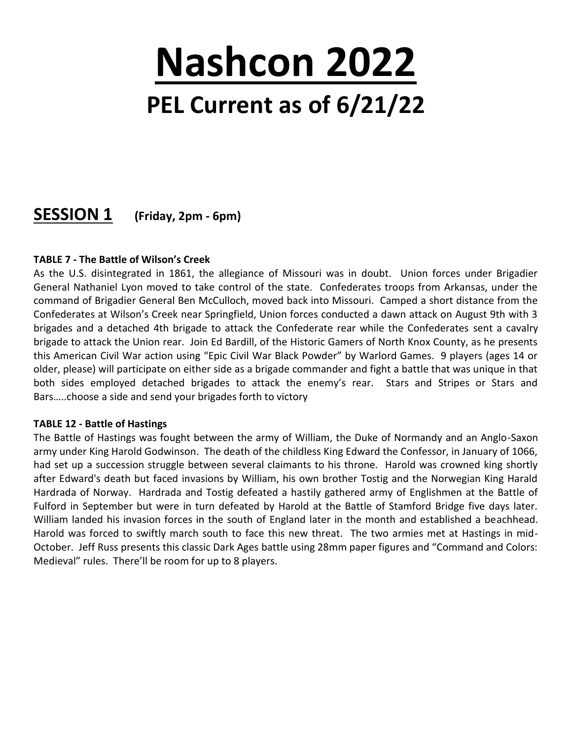# Nashcon 2022

## PEL Current as of 6/21/22

## SESSION 1 (Friday, 2pm - 6pm)

**TABLE 7 - The Battle of Wilson's Creek**

As the U.S. disintegrated in 1861, the allegiance of Missouri was in doubt. Union forces under Brigadier General Nathaniel Lyon moved to take control of the state. Confederates troops from Arkansas, under the command of Brigadier General Ben McCulloch, moved back into Missouri. Camped a short distance from the Confederates at Wilson's Creek near Springfield, Union forces conducted a dawn attack on August 9th with 3 brigades and a detached 4th brigade to attack the Confederate rear while the Confederates sent a cavalry brigade to attack the Union rear. Join Ed Bardill, of the Historic Gamers of North Knox County, as he presents this American Civil War action using "Epic Civil War Black Powder" by Warlord Games. 9 players (ages 14 or older, please) will participate on either side as a brigade commander and fight a battle that was unique in that both sides employed detached brigades to attack the enemy's rear. Stars and Stripes or Stars and Bars…..choose a side and send your brigades forth to victory

**TABLE 12 - Battle of Hastings**

The Battle of Hastings was fought between the army of William, the Duke of Normandy and an Anglo-Saxon army under King Harold Godwinson. The death of the childless King Edward the Confessor, in January of 1066, had set up a succession struggle between several claimants to his throne. Harold was crowned king shortly after Edward's death but faced invasions by William, his own brother Tostig and the Norwegian King Harald Hardrada of Norway. Hardrada and Tostig defeated a hastily gathered army of Englishmen at the Battle of Fulford in September but were in turn defeated by Harold at the Battle of Stamford Bridge five days later. William landed his invasion forces in the south of England later in the month and established a beachhead. Harold was forced to swiftly march south to face this new threat. The two armies met at Hastings in mid-October. Jeff Russ presents this classic Dark Ages battle using 28mm paper figures and "Command and Colors: Medieval" rules. There'll be room for up to 8 players.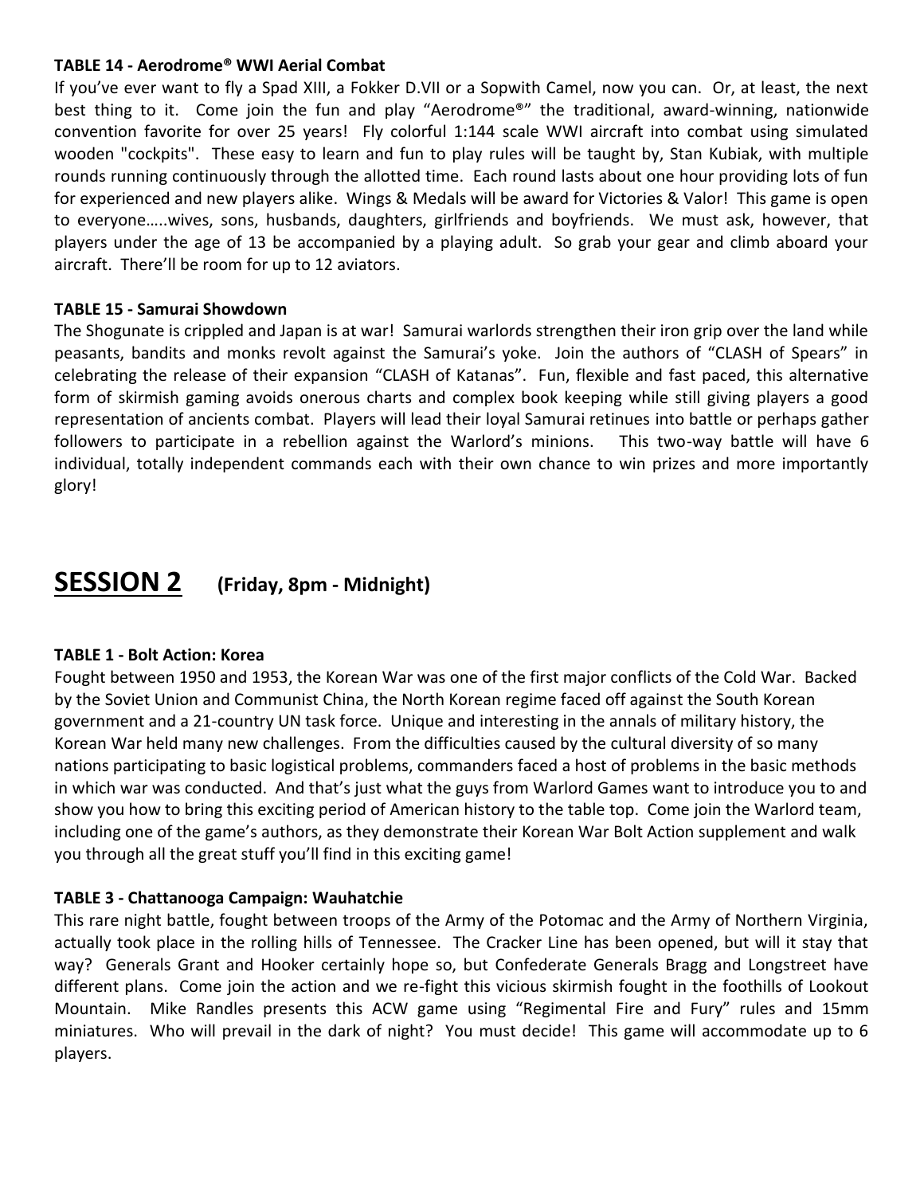**TABLE 14 - Aerodrome® WWI Aerial Combat**

If you've ever want to fly a Spad XIII, a Fokker D.VII or a Sopwith Camel, now you can. Or, at least, the next best thing to it. Come join the fun and play "Aerodrome®" the traditional, award-winning, nationwide convention favorite for over 25 years! Fly colorful 1:144 scale WWI aircraft into combat using simulated wooden "cockpits". These easy to learn and fun to play rules will be taught by, Stan Kubiak, with multiple rounds running continuously through the allotted time. Each round lasts about one hour providing lots of fun for experienced and new players alike. Wings & Medals will be award for Victories & Valor! This game is open to everyone.....wives, sons, husbands, daughters, girlfriends and boyfriends. We must ask, however, that players under the age of 13 be accompanied by a playing adult. So grab your gear and climb aboard your aircraft. There'll be room for up to 12 aviators.

**TABLE 15 - Samurai Showdown**

The Shogunate is crippled and Japan is at war! Samurai warlords strengthen their iron grip over the land while peasants, bandits and monks revolt against the Samurai's yoke. Join the authors of "CLASH of Spears" in celebrating the release of their expansion "CLASH of Katanas". Fun, flexible and fast paced, this alternative form of skirmish gaming avoids onerous charts and complex book keeping while still giving players a good representation of ancients combat. Players will lead their loyal Samurai retinues into battle or perhaps gather followers to participate in a rebellion against the Warlord's minions. This two-way battle will have 6 individual, totally independent commands each with their own chance to win prizes and more importantly glory!

## SESSION 2 (Friday, 8pm - Midnight)

**TABLE 1 - Bolt Action: Korea**

Fought between 1950 and 1953, the Korean War was one of the first major conflicts of the Cold War. Backed by the Soviet Union and Communist China, the North Korean regime faced off against the South Korean government and a 21-country UN task force. Unique and interesting in the annals of military history, the Korean War held many new challenges. From the difficulties caused by the cultural diversity of so many nations participating to basic logistical problems, commanders faced a host of problems in the basic methods in which war was conducted. And that's just what the guys from Warlord Games want to introduce you to and show you how to bring this exciting period of American history to the table top. Come join the Warlord team, including one of the game's authors, as they demonstrate their Korean War Bolt Action supplement and walk you through all the great stuff you'll find in this exciting game!

**TABLE 3 - Chattanooga Campaign: Wauhatchie**

This rare night battle, fought between troops of the Army of the Potomac and the Army of Northern Virginia, actually took place in the rolling hills of Tennessee. The Cracker Line has been opened, but will it stay that way? Generals Grant and Hooker certainly hope so, but Confederate Generals Bragg and Longstreet have different plans. Come join the action and we re-fight this vicious skirmish fought in the foothills of Lookout Mountain. Mike Randles presents this ACW game using "Regimental Fire and Fury" rules and 15mm miniatures. Who will prevail in the dark of night? You must decide! This game will accommodate up to 6 players.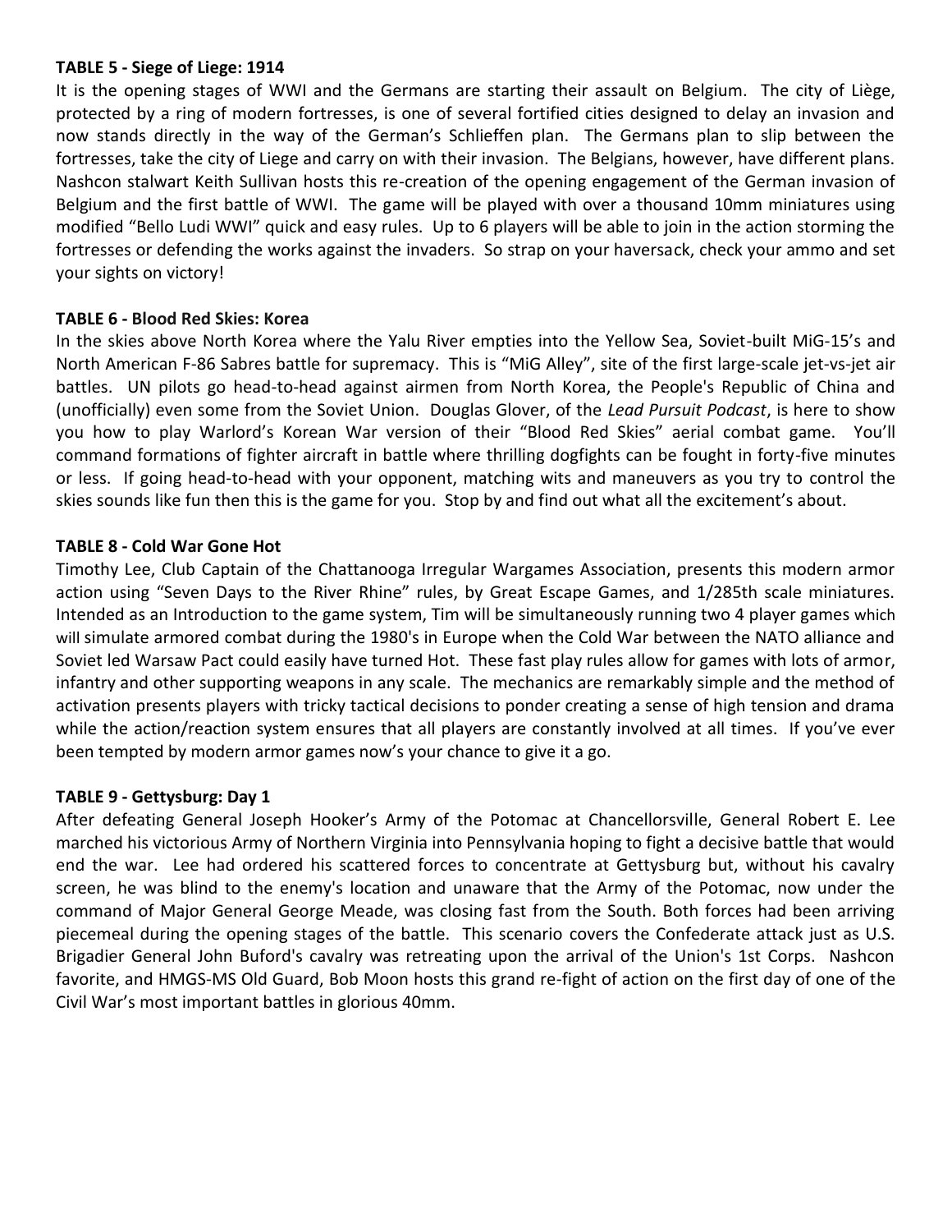**TABLE 5 - Siege of Liege: 1914**

It is the opening stages of WWI and the Germans are starting their assault on Belgium. The city of Liège, protected by a ring of modern fortresses, is one of several fortified cities designed to delay an invasion and now stands directly in the way of the German's Schlieffen plan. The Germans plan to slip between the fortresses, take the city of Liege and carry on with their invasion. The Belgians, however, have different plans. Nashcon stalwart Keith Sullivan hosts this re-creation of the opening engagement of the German invasion of Belgium and the first battle of WWI. The game will be played with over a thousand 10mm miniatures using modified "Bello Ludi WWI" quick and easy rules. Up to 6 players will be able to join in the action storming the fortresses or defending the works against the invaders. So strap on your haversack, check your ammo and set your sights on victory!

**TABLE 6 - Blood Red Skies: Korea**

In the skies above North Korea where the Yalu River empties into the Yellow Sea, Soviet-built MiG-15's and North American F-86 Sabres battle for supremacy. This is "MiG Alley", site of the first large-scale jet-vs-jet air battles. UN pilots go head-to-head against airmen from North Korea, the People's Republic of China and (unofficially) even some from the Soviet Union. Douglas Glover, of the *Lead Pursuit Podcast*, is here to show you how to play Warlord's Korean War version of their "Blood Red Skies" aerial combat game. You'll command formations of fighter aircraft in battle where thrilling dogfights can be fought in forty-five minutes or less. If going head-to-head with your opponent, matching wits and maneuvers as you try to control the skies sounds like fun then this is the game for you. Stop by and find out what all the excitement's about.

**TABLE 8 - Cold War Gone Hot**

Timothy Lee, Club Captain of the Chattanooga Irregular Wargames Association, presents this modern armor action using "Seven Days to the River Rhine" rules, by Great Escape Games, and 1/285th scale miniatures. Intended as an Introduction to the game system, Tim will be simultaneously running two 4 player games which will simulate armored combat during the 1980's in Europe when the Cold War between the NATO alliance and Soviet led Warsaw Pact could easily have turned Hot. These fast play rules allow for games with lots of armor, infantry and other supporting weapons in any scale. The mechanics are remarkably simple and the method of activation presents players with tricky tactical decisions to ponder creating a sense of high tension and drama while the action/reaction system ensures that all players are constantly involved at all times. If you've ever been tempted by modern armor games now's your chance to give it a go.

**TABLE 9 - Gettysburg: Day 1**

After defeating General Joseph Hooker's Army of the Potomac at Chancellorsville, General Robert E. Lee marched his victorious Army of Northern Virginia into Pennsylvania hoping to fight a decisive battle that would end the war. Lee had ordered his scattered forces to concentrate at Gettysburg but, without his cavalry screen, he was blind to the enemy's location and unaware that the Army of the Potomac, now under the command of Major General George Meade, was closing fast from the South. Both forces had been arriving piecemeal during the opening stages of the battle. This scenario covers the Confederate attack just as U.S. Brigadier General John Buford's cavalry was retreating upon the arrival of the Union's 1st Corps. Nashcon favorite, and HMGS-MS Old Guard, Bob Moon hosts this grand re-fight of action on the first day of one of the Civil War's most important battles in glorious 40mm.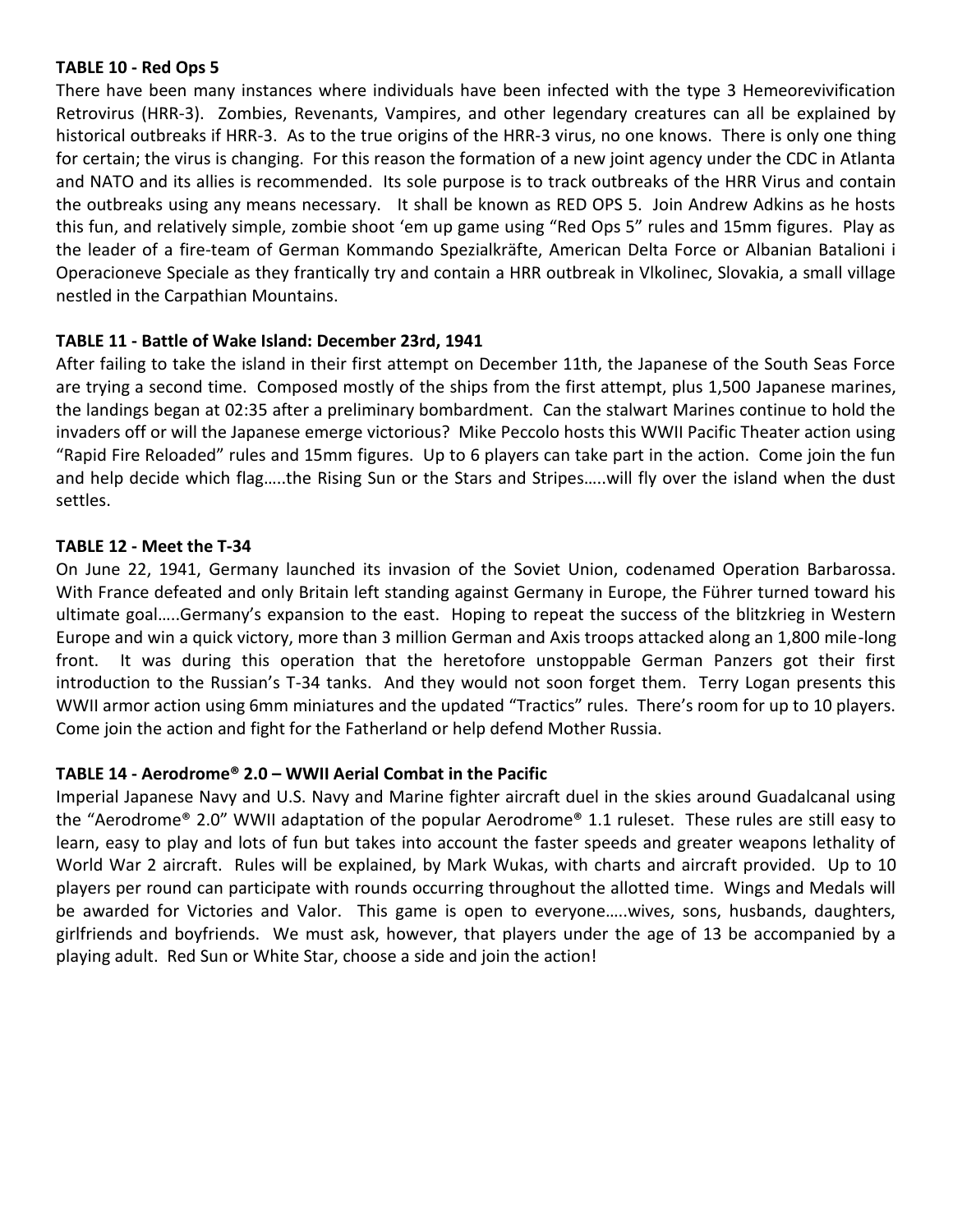**TABLE 10 - Red Ops 5**

There have been many instances where individuals have been infected with the type 3 Hemeorevivification Retrovirus (HRR-3). Zombies, Revenants, Vampires, and other legendary creatures can all be explained by historical outbreaks if HRR-3. As to the true origins of the HRR-3 virus, no one knows. There is only one thing for certain; the virus is changing. For this reason the formation of a new joint agency under the CDC in Atlanta and NATO and its allies is recommended. Its sole purpose is to track outbreaks of the HRR Virus and contain the outbreaks using any means necessary. It shall be known as RED OPS 5. Join Andrew Adkins as he hosts this fun, and relatively simple, zombie shoot 'em up game using "Red Ops 5" rules and 15mm figures. Play as the leader of a fire-team of German Kommando Spezialkräfte, American Delta Force or Albanian Batalioni i Operacioneve Speciale as they frantically try and contain a HRR outbreak in Vlkolinec, Slovakia, a small village nestled in the Carpathian Mountains.

**TABLE 11 - Battle of Wake Island: December 23rd, 1941**

After failing to take the island in their first attempt on December 11th, the Japanese of the South Seas Force are trying a second time. Composed mostly of the ships from the first attempt, plus 1,500 Japanese marines, the landings began at 02:35 after a preliminary bombardment. Can the stalwart Marines continue to hold the invaders off or will the Japanese emerge victorious? Mike Peccolo hosts this WWII Pacific Theater action using "Rapid Fire Reloaded" rules and 15mm figures. Up to 6 players can take part in the action. Come join the fun and help decide which flag…..the Rising Sun or the Stars and Stripes…..will fly over the island when the dust settles.

**TABLE 12 - Meet the T-34**

On June 22, 1941, Germany launched its invasion of the Soviet Union, codenamed Operation Barbarossa. With France defeated and only Britain left standing against Germany in Europe, the Führer turned toward his ultimate goal…..Germany's expansion to the east. Hoping to repeat the success of the blitzkrieg in Western Europe and win a quick victory, more than 3 million German and Axis troops attacked along an 1,800 mile-long front. It was during this operation that the heretofore unstoppable German Panzers got their first introduction to the Russian's T-34 tanks. And they would not soon forget them. Terry Logan presents this WWII armor action using 6mm miniatures and the updated "Tractics" rules. There's room for up to 10 players. Come join the action and fight for the Fatherland or help defend Mother Russia.

**TABLE 14 - Aerodrome® 2.0 – WWII Aerial Combat in the Pacific**

Imperial Japanese Navy and U.S. Navy and Marine fighter aircraft duel in the skies around Guadalcanal using the "Aerodrome® 2.0" WWII adaptation of the popular Aerodrome® 1.1 ruleset. These rules are still easy to learn, easy to play and lots of fun but takes into account the faster speeds and greater weapons lethality of World War 2 aircraft. Rules will be explained, by Mark Wukas, with charts and aircraft provided. Up to 10 players per round can participate with rounds occurring throughout the allotted time. Wings and Medals will be awarded for Victories and Valor. This game is open to everyone…..wives, sons, husbands, daughters, girlfriends and boyfriends. We must ask, however, that players under the age of 13 be accompanied by a playing adult. Red Sun or White Star, choose a side and join the action!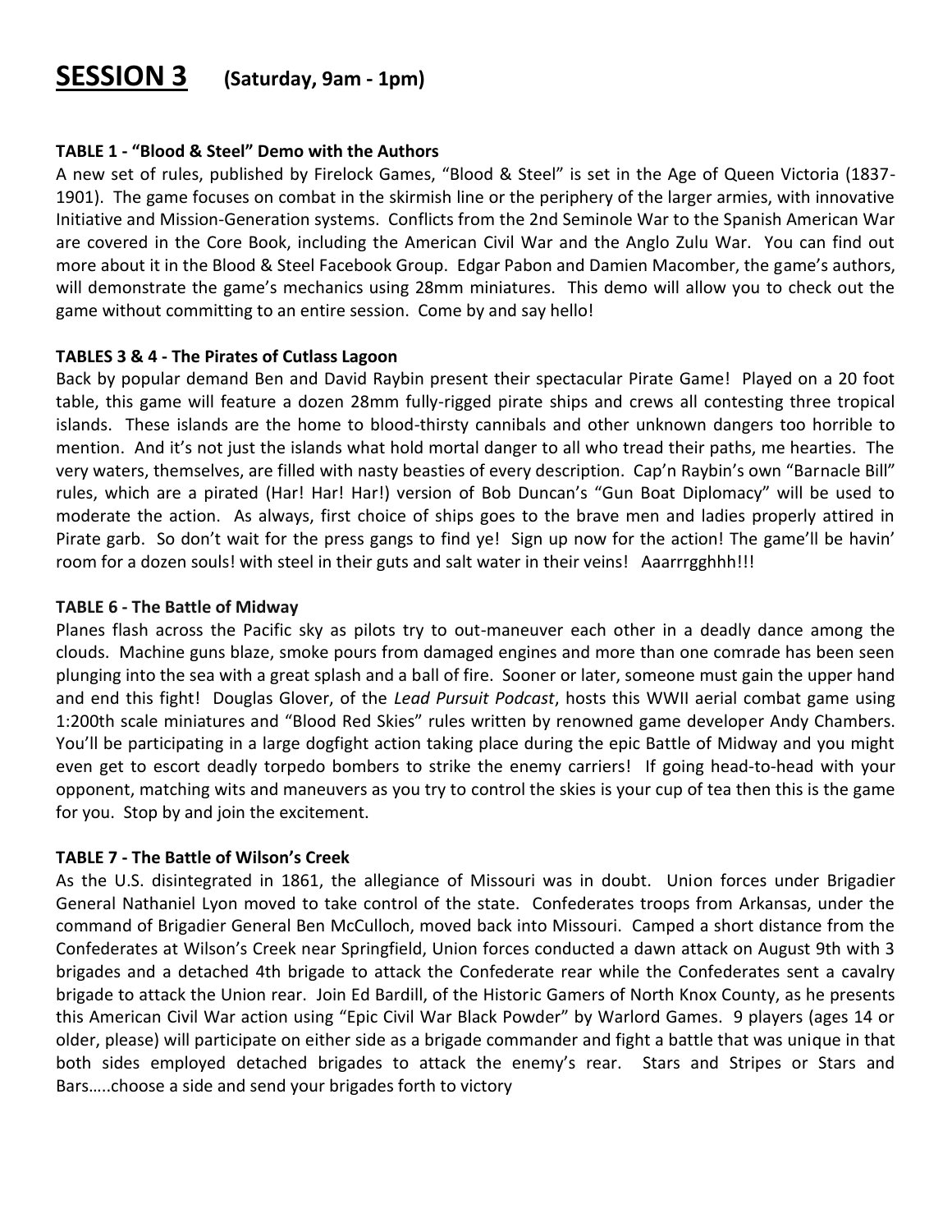# SESSION 3 (Saturday, 9am - 1pm)

**TABLE 1 - "Blood & Steel" Demo with the Authors**

A new set of rules, published by Firelock Games, "Blood & Steel" is set in the Age of Queen Victoria (1837-1901). The game focuses on combat in the skirmish line or the periphery of the larger armies, with innovative Initiative and Mission-Generation systems. Conflicts from the 2nd Seminole War to the Spanish American War are covered in the Core Book, including the American Civil War and the Anglo Zulu War. You can find out more about it in the Blood & Steel Facebook Group. Edgar Pabon and Damien Macomber, the game's authors, will demonstrate the game's mechanics using 28mm miniatures. This demo will allow you to check out the game without committing to an entire session. Come by and say hello!

**TABLES 3 & 4 - The Pirates of Cutlass Lagoon**

Back by popular demand Ben and David Raybin present their spectacular Pirate Game! Played on a 20 foot table, this game will feature a dozen 28mm fully-rigged pirate ships and crews all contesting three tropical islands. These islands are the home to blood-thirsty cannibals and other unknown dangers too horrible to mention. And it's not just the islands what hold mortal danger to all who tread their paths, me hearties. The very waters, themselves, are filled with nasty beasties of every description. Cap'n Raybin's own "Barnacle Bill" rules, which are a pirated (Har! Har! Har!) version of Bob Duncan's "Gun Boat Diplomacy" will be used to moderate the action. As always, first choice of ships goes to the brave men and ladies properly attired in Pirate garb. So don't wait for the press gangs to find ye! Sign up now for the action! The game'll be havin' room for a dozen souls! with steel in their guts and salt water in their veins! Aaarrrgghhh!!!

**TABLE 6 - The Battle of Midway**

Planes flash across the Pacific sky as pilots try to out-maneuver each other in a deadly dance among the clouds. Machine guns blaze, smoke pours from damaged engines and more than one comrade has been seen plunging into the sea with a great splash and a ball of fire. Sooner or later, someone must gain the upper hand and end this fight! Douglas Glover, of the *Lead Pursuit Podcast*, hosts this WWII aerial combat game using 1:200th scale miniatures and "Blood Red Skies" rules written by renowned game developer Andy Chambers. You'll be participating in a large dogfight action taking place during the epic Battle of Midway and you might even get to escort deadly torpedo bombers to strike the enemy carriers! If going head-to-head with your opponent, matching wits and maneuvers as you try to control the skies is your cup of tea then this is the game for you. Stop by and join the excitement.

**TABLE 7 - The Battle of Wilson's Creek**

As the U.S. disintegrated in 1861, the allegiance of Missouri was in doubt. Union forces under Brigadier General Nathaniel Lyon moved to take control of the state. Confederates troops from Arkansas, under the command of Brigadier General Ben McCulloch, moved back into Missouri. Camped a short distance from the Confederates at Wilson's Creek near Springfield, Union forces conducted a dawn attack on August 9th with 3 brigades and a detached 4th brigade to attack the Confederate rear while the Confederates sent a cavalry brigade to attack the Union rear. Join Ed Bardill, of the Historic Gamers of North Knox County, as he presents this American Civil War action using "Epic Civil War Black Powder" by Warlord Games. 9 players (ages 14 or older, please) will participate on either side as a brigade commander and fight a battle that was unique in that both sides employed detached brigades to attack the enemy's rear. Stars and Stripes or Stars and Bars…..choose a side and send your brigades forth to victory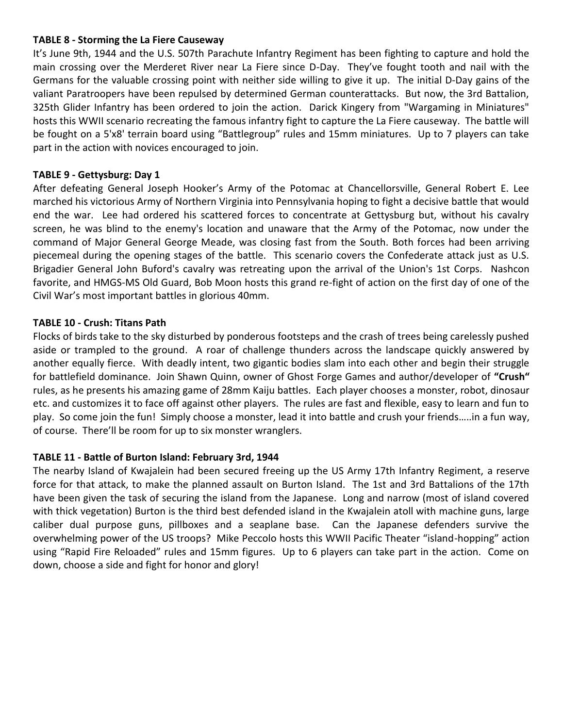**TABLE 8 - Storming the La Fiere Causeway**

It's June 9th, 1944 and the U.S. 507th Parachute Infantry Regiment has been fighting to capture and hold the main crossing over the Merderet River near La Fiere since D-Day. They've fought tooth and nail with the Germans for the valuable crossing point with neither side willing to give it up. The initial D-Day gains of the valiant Paratroopers have been repulsed by determined German counterattacks. But now, the 3rd Battalion, 325th Glider Infantry has been ordered to join the action. Darick Kingery from "Wargaming in Miniatures" hosts this WWII scenario recreating the famous infantry fight to capture the La Fiere causeway. The battle will be fought on a 5'x8' terrain board using "Battlegroup" rules and 15mm miniatures. Up to 7 players can take part in the action with novices encouraged to join.

**TABLE 9 - Gettysburg: Day 1**

After defeating General Joseph Hooker's Army of the Potomac at Chancellorsville, General Robert E. Lee marched his victorious Army of Northern Virginia into Pennsylvania hoping to fight a decisive battle that would end the war. Lee had ordered his scattered forces to concentrate at Gettysburg but, without his cavalry screen, he was blind to the enemy's location and unaware that the Army of the Potomac, now under the command of Major General George Meade, was closing fast from the South. Both forces had been arriving piecemeal during the opening stages of the battle. This scenario covers the Confederate attack just as U.S. Brigadier General John Buford's cavalry was retreating upon the arrival of the Union's 1st Corps. Nashcon favorite, and HMGS-MS Old Guard, Bob Moon hosts this grand re-fight of action on the first day of one of the Civil War's most important battles in glorious 40mm.

**TABLE 10 - Crush: Titans Path**

Flocks of birds take to the sky disturbed by ponderous footsteps and the crash of trees being carelessly pushed aside or trampled to the ground. A roar of challenge thunders across the landscape quickly answered by another equally fierce. With deadly intent, two gigantic bodies slam into each other and begin their struggle for battlefield dominance. Join Shawn Quinn, owner of Ghost Forge Games and author/developer of **"Crush"** rules, as he presents his amazing game of 28mm Kaiju battles. Each player chooses a monster, robot, dinosaur etc. and customizes it to face off against other players. The rules are fast and flexible, easy to learn and fun to play. So come join the fun! Simply choose a monster, lead it into battle and crush your friends…..in a fun way, of course. There'll be room for up to six monster wranglers.

**TABLE 11 - Battle of Burton Island: February 3rd, 1944**

The nearby Island of Kwajalein had been secured freeing up the US Army 17th Infantry Regiment, a reserve force for that attack, to make the planned assault on Burton Island. The 1st and 3rd Battalions of the 17th have been given the task of securing the island from the Japanese. Long and narrow (most of island covered with thick vegetation) Burton is the third best defended island in the Kwajalein atoll with machine guns, large caliber dual purpose guns, pillboxes and a seaplane base. Can the Japanese defenders survive the overwhelming power of the US troops? Mike Peccolo hosts this WWII Pacific Theater "island-hopping" action using "Rapid Fire Reloaded" rules and 15mm figures. Up to 6 players can take part in the action. Come on down, choose a side and fight for honor and glory!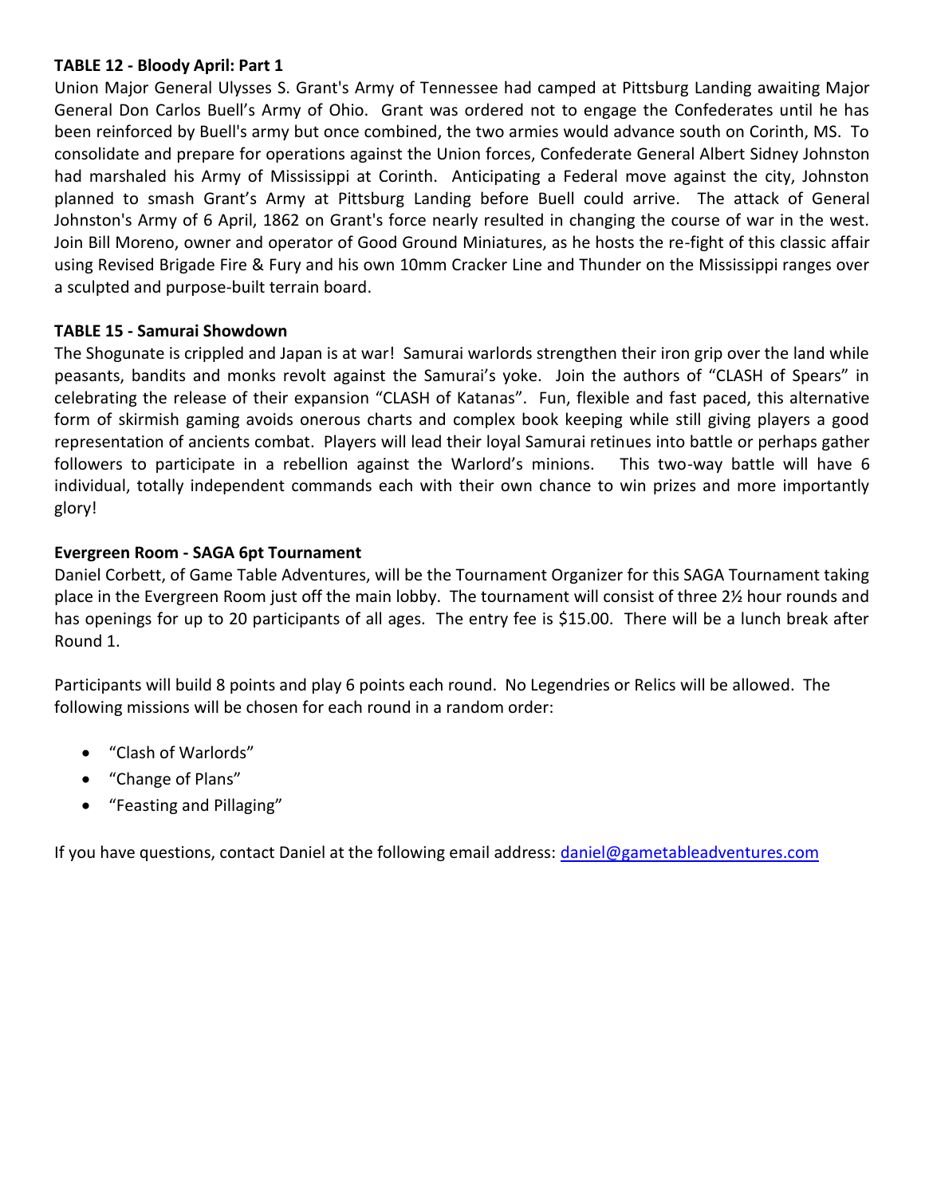**TABLE 12 - Bloody April: Part 1**

Union Major General Ulysses S. Grant's Army of Tennessee had camped at Pittsburg Landing awaiting Major General Don Carlos Buell's Army of Ohio. Grant was ordered not to engage the Confederates until he has been reinforced by Buell's army but once combined, the two armies would advance south on Corinth, MS. To consolidate and prepare for operations against the Union forces, Confederate General Albert Sidney Johnston had marshaled his Army of Mississippi at Corinth. Anticipating a Federal move against the city, Johnston planned to smash Grant's Army at Pittsburg Landing before Buell could arrive. The attack of General Johnston's Army of 6 April, 1862 on Grant's force nearly resulted in changing the course of war in the west. Join Bill Moreno, owner and operator of Good Ground Miniatures, as he hosts the re-fight of this classic affair using Revised Brigade Fire & Fury and his own 10mm Cracker Line and Thunder on the Mississippi ranges over a sculpted and purpose-built terrain board.

**TABLE 15 - Samurai Showdown**

The Shogunate is crippled and Japan is at war! Samurai warlords strengthen their iron grip over the land while peasants, bandits and monks revolt against the Samurai's yoke. Join the authors of "CLASH of Spears" in celebrating the release of their expansion "CLASH of Katanas". Fun, flexible and fast paced, this alternative form of skirmish gaming avoids onerous charts and complex book keeping while still giving players a good representation of ancients combat. Players will lead their loyal Samurai retinues into battle or perhaps gather followers to participate in a rebellion against the Warlord's minions. This two-way battle will have 6 individual, totally independent commands each with their own chance to win prizes and more importantly glory!

**Evergreen Room - SAGA 6pt Tournament**

Daniel Corbett, of Game Table Adventures, will be the Tournament Organizer for this SAGA Tournament taking place in the Evergreen Room just off the main lobby. The tournament will consist of three 2½ hour rounds and has openings for up to 20 participants of all ages. The entry fee is $15.00. There will be a lunch break after Round 1.

Participants will build 8 points and play 6 points each round. No Legendries or Relics will be allowed. The following missions will be chosen for each round in a random order:

- "Clash of Warlords"
- "Change of Plans"
- "Feasting and Pillaging"

If you have questions, contact Daniel at the following email address: daniel@gametableadventures.com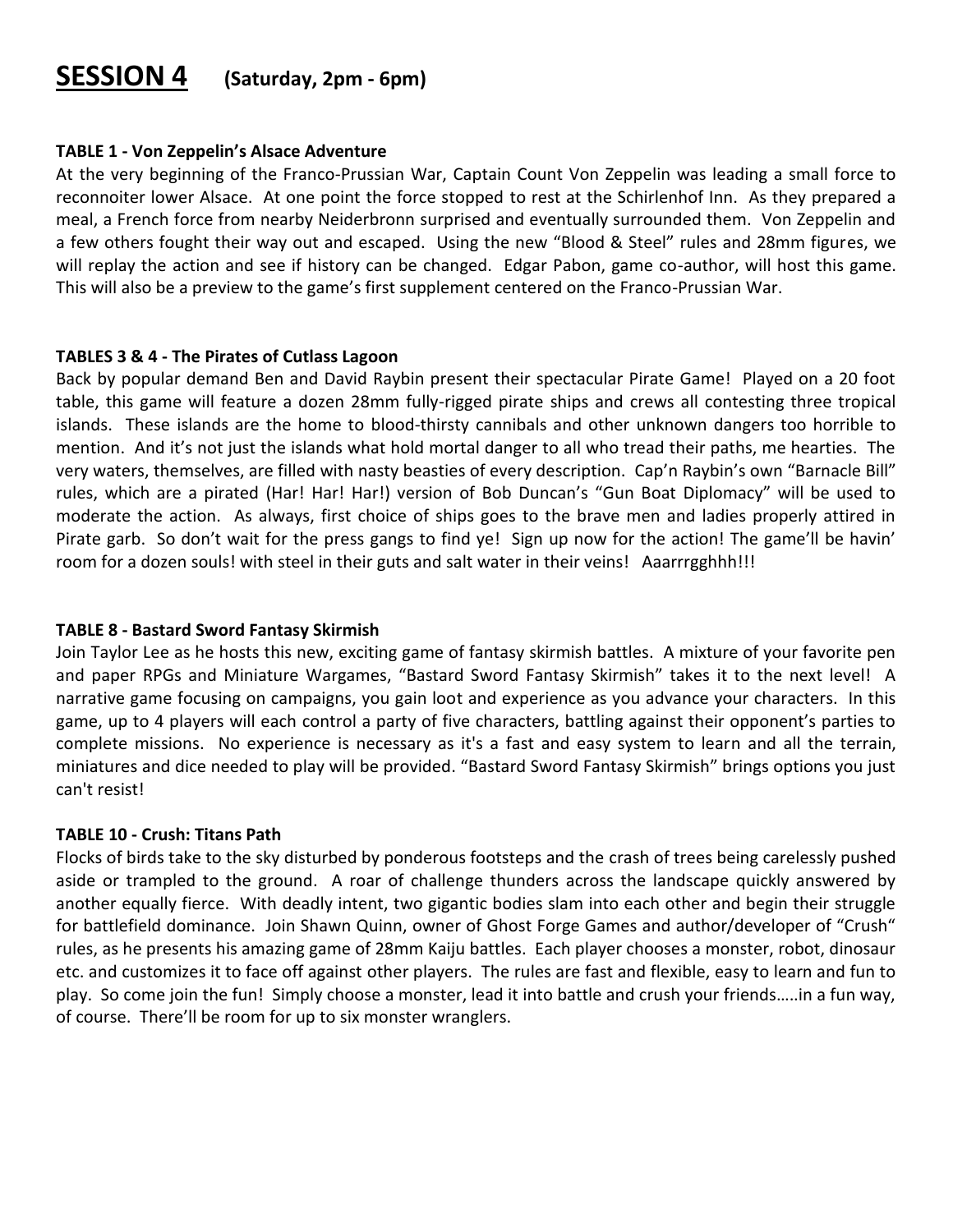# **SESSION 4** (Saturday, 2pm - 6pm)

### TABLE 1 - Von Zeppelin's Alsace Adventure

At the very beginning of the Franco-Prussian War, Captain Count Von Zeppelin was leading a small force to reconnoiter lower Alsace. At one point the force stopped to rest at the Schirlenhof Inn. As they prepared a meal, a French force from nearby Neiderbronn surprised and eventually surrounded them. Von Zeppelin and a few others fought their way out and escaped. Using the new "Blood & Steel" rules and 28mm figures, we will replay the action and see if history can be changed. Edgar Pabon, game co-author, will host this game. This will also be a preview to the game's first supplement centered on the Franco-Prussian War.

### TABLES 3 & 4 - The Pirates of Cutlass Lagoon

Back by popular demand Ben and David Raybin present their spectacular Pirate Game! Played on a 20 foot table, this game will feature a dozen 28mm fully-rigged pirate ships and crews all contesting three tropical islands. These islands are the home to blood-thirsty cannibals and other unknown dangers too horrible to mention. And it's not just the islands what hold mortal danger to all who tread their paths, me hearties. The very waters, themselves, are filled with nasty beasties of every description. Cap'n Raybin's own "Barnacle Bill" rules, which are a pirated (Har! Har! Har!) version of Bob Duncan's "Gun Boat Diplomacy" will be used to moderate the action. As always, first choice of ships goes to the brave men and ladies properly attired in Pirate garb. So don't wait for the press gangs to find ye! Sign up now for the action! The game'll be havin' room for a dozen souls! with steel in their guts and salt water in their veins! Aaarrrgghhh!!!

### TABLE 8 - Bastard Sword Fantasy Skirmish

Join Taylor Lee as he hosts this new, exciting game of fantasy skirmish battles. A mixture of your favorite pen and paper RPGs and Miniature Wargames, "Bastard Sword Fantasy Skirmish" takes it to the next level! A narrative game focusing on campaigns, you gain loot and experience as you advance your characters. In this game, up to 4 players will each control a party of five characters, battling against their opponent's parties to complete missions. No experience is necessary as it's a fast and easy system to learn and all the terrain, miniatures and dice needed to play will be provided. "Bastard Sword Fantasy Skirmish" brings options you just can't resist!

### TABLE 10 - Crush: Titans Path

Flocks of birds take to the sky disturbed by ponderous footsteps and the crash of trees being carelessly pushed aside or trampled to the ground. A roar of challenge thunders across the landscape quickly answered by another equally fierce. With deadly intent, two gigantic bodies slam into each other and begin their struggle for battlefield dominance. Join Shawn Quinn, owner of Ghost Forge Games and author/developer of "Crush" rules, as he presents his amazing game of 28mm Kaiju battles. Each player chooses a monster, robot, dinosaur etc. and customizes it to face off against other players. The rules are fast and flexible, easy to learn and fun to play. So come join the fun! Simply choose a monster, lead it into battle and crush your friends…..in a fun way, of course. There'll be room for up to six monster wranglers.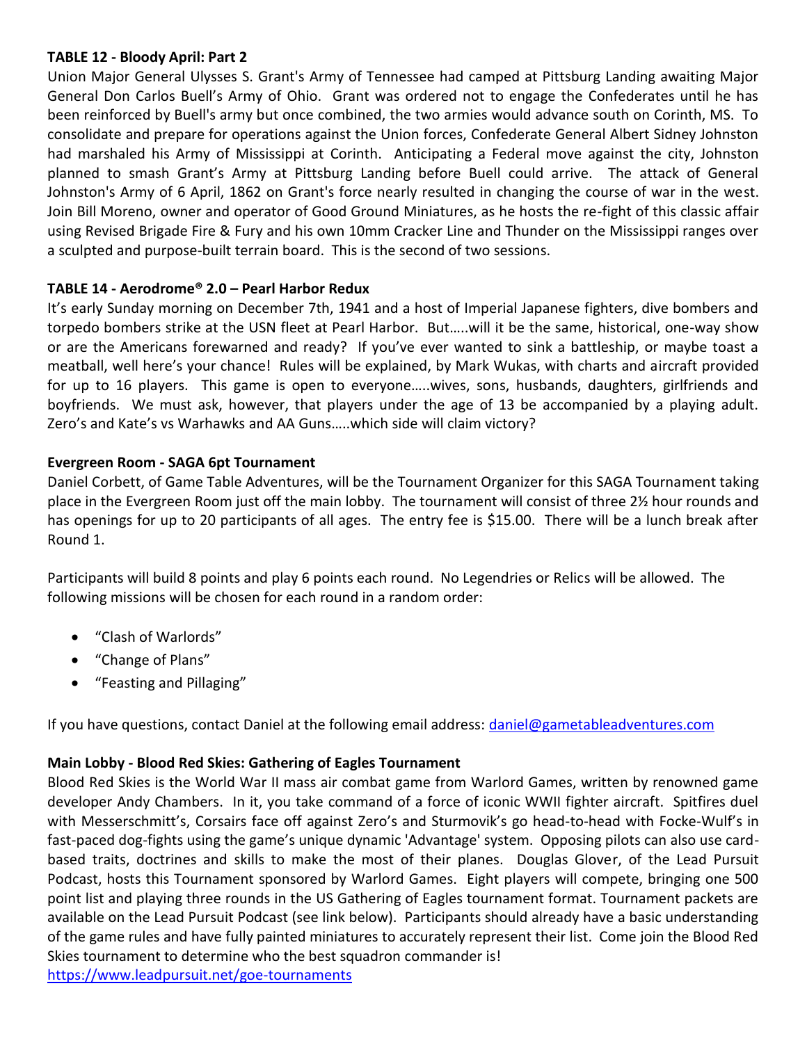**TABLE 12 - Bloody April: Part 2**

Union Major General Ulysses S. Grant's Army of Tennessee had camped at Pittsburg Landing awaiting Major General Don Carlos Buell's Army of Ohio. Grant was ordered not to engage the Confederates until he has been reinforced by Buell's army but once combined, the two armies would advance south on Corinth, MS. To consolidate and prepare for operations against the Union forces, Confederate General Albert Sidney Johnston had marshaled his Army of Mississippi at Corinth. Anticipating a Federal move against the city, Johnston planned to smash Grant's Army at Pittsburg Landing before Buell could arrive. The attack of General Johnston's Army of 6 April, 1862 on Grant's force nearly resulted in changing the course of war in the west. Join Bill Moreno, owner and operator of Good Ground Miniatures, as he hosts the re-fight of this classic affair using Revised Brigade Fire & Fury and his own 10mm Cracker Line and Thunder on the Mississippi ranges over a sculpted and purpose-built terrain board. This is the second of two sessions.

**TABLE 14 - Aerodrome® 2.0 – Pearl Harbor Redux**

It's early Sunday morning on December 7th, 1941 and a host of Imperial Japanese fighters, dive bombers and torpedo bombers strike at the USN fleet at Pearl Harbor. But…..will it be the same, historical, one-way show or are the Americans forewarned and ready? If you've ever wanted to sink a battleship, or maybe toast a meatball, well here's your chance! Rules will be explained, by Mark Wukas, with charts and aircraft provided for up to 16 players. This game is open to everyone…..wives, sons, husbands, daughters, girlfriends and boyfriends. We must ask, however, that players under the age of 13 be accompanied by a playing adult. Zero's and Kate's vs Warhawks and AA Guns…..which side will claim victory?

**Evergreen Room - SAGA 6pt Tournament**

Daniel Corbett, of Game Table Adventures, will be the Tournament Organizer for this SAGA Tournament taking place in the Evergreen Room just off the main lobby. The tournament will consist of three 2½ hour rounds and has openings for up to 20 participants of all ages. The entry fee is $15.00. There will be a lunch break after Round 1.

Participants will build 8 points and play 6 points each round. No Legendries or Relics will be allowed. The following missions will be chosen for each round in a random order:

- "Clash of Warlords"
- "Change of Plans"
- "Feasting and Pillaging"

If you have questions, contact Daniel at the following email address: daniel@gametableadventures.com

**Main Lobby - Blood Red Skies: Gathering of Eagles Tournament**

Blood Red Skies is the World War II mass air combat game from Warlord Games, written by renowned game developer Andy Chambers. In it, you take command of a force of iconic WWII fighter aircraft. Spitfires duel with Messerschmitt's, Corsairs face off against Zero's and Sturmovik's go head-to-head with Focke-Wulf's in fast-paced dog-fights using the game's unique dynamic 'Advantage' system. Opposing pilots can also use card-based traits, doctrines and skills to make the most of their planes. Douglas Glover, of the Lead Pursuit Podcast, hosts this Tournament sponsored by Warlord Games. Eight players will compete, bringing one 500 point list and playing three rounds in the US Gathering of Eagles tournament format. Tournament packets are available on the Lead Pursuit Podcast (see link below). Participants should already have a basic understanding of the game rules and have fully painted miniatures to accurately represent their list. Come join the Blood Red Skies tournament to determine who the best squadron commander is!

https://www.leadpursuit.net/goe-tournaments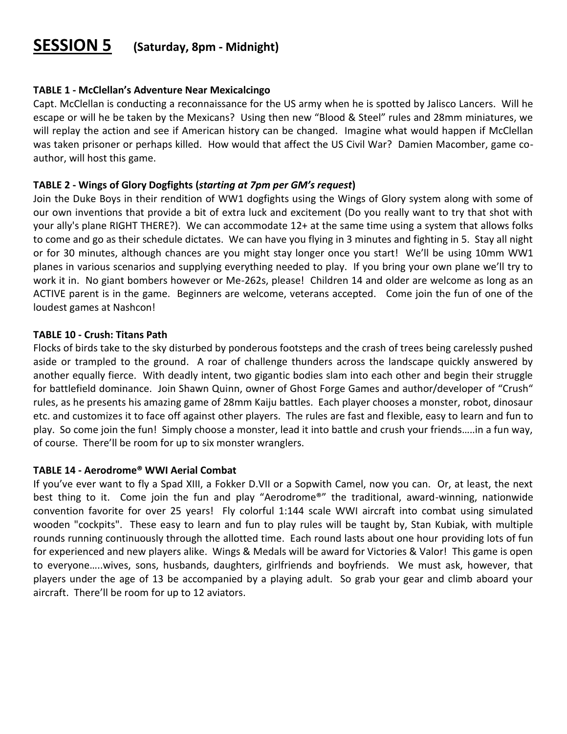# **SESSION 5** (Saturday, 8pm - Midnight)

**TABLE 1 - McClellan's Adventure Near Mexicalcingo**

Capt. McClellan is conducting a reconnaissance for the US army when he is spotted by Jalisco Lancers. Will he escape or will he be taken by the Mexicans? Using then new "Blood & Steel" rules and 28mm miniatures, we will replay the action and see if American history can be changed. Imagine what would happen if McClellan was taken prisoner or perhaps killed. How would that affect the US Civil War? Damien Macomber, game co-author, will host this game.

**TABLE 2 - Wings of Glory Dogfights (*starting at 7pm per GM's request*)**

Join the Duke Boys in their rendition of WW1 dogfights using the Wings of Glory system along with some of our own inventions that provide a bit of extra luck and excitement (Do you really want to try that shot with your ally's plane RIGHT THERE?). We can accommodate 12+ at the same time using a system that allows folks to come and go as their schedule dictates. We can have you flying in 3 minutes and fighting in 5. Stay all night or for 30 minutes, although chances are you might stay longer once you start! We'll be using 10mm WW1 planes in various scenarios and supplying everything needed to play. If you bring your own plane we'll try to work it in. No giant bombers however or Me-262s, please! Children 14 and older are welcome as long as an ACTIVE parent is in the game. Beginners are welcome, veterans accepted. Come join the fun of one of the loudest games at Nashcon!

**TABLE 10 - Crush: Titans Path**

Flocks of birds take to the sky disturbed by ponderous footsteps and the crash of trees being carelessly pushed aside or trampled to the ground. A roar of challenge thunders across the landscape quickly answered by another equally fierce. With deadly intent, two gigantic bodies slam into each other and begin their struggle for battlefield dominance. Join Shawn Quinn, owner of Ghost Forge Games and author/developer of "Crush" rules, as he presents his amazing game of 28mm Kaiju battles. Each player chooses a monster, robot, dinosaur etc. and customizes it to face off against other players. The rules are fast and flexible, easy to learn and fun to play. So come join the fun! Simply choose a monster, lead it into battle and crush your friends…..in a fun way, of course. There'll be room for up to six monster wranglers.

**TABLE 14 - Aerodrome® WWI Aerial Combat**

If you've ever want to fly a Spad XIII, a Fokker D.VII or a Sopwith Camel, now you can. Or, at least, the next best thing to it. Come join the fun and play "Aerodrome®" the traditional, award-winning, nationwide convention favorite for over 25 years! Fly colorful 1:144 scale WWI aircraft into combat using simulated wooden "cockpits". These easy to learn and fun to play rules will be taught by, Stan Kubiak, with multiple rounds running continuously through the allotted time. Each round lasts about one hour providing lots of fun for experienced and new players alike. Wings & Medals will be award for Victories & Valor! This game is open to everyone…..wives, sons, husbands, daughters, girlfriends and boyfriends. We must ask, however, that players under the age of 13 be accompanied by a playing adult. So grab your gear and climb aboard your aircraft. There'll be room for up to 12 aviators.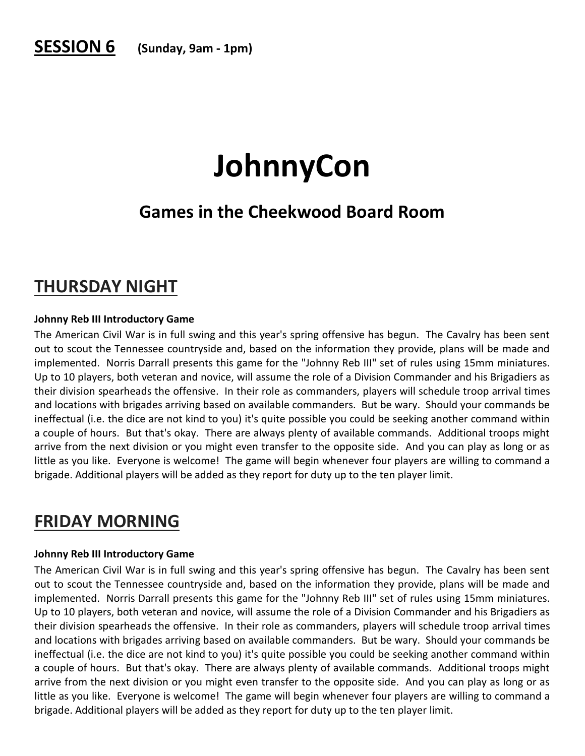## **SESSION 6** (Sunday, 9am - 1pm)

# JohnnyCon

## Games in the Cheekwood Board Room

## THURSDAY NIGHT

**Johnny Reb III Introductory Game**

The American Civil War is in full swing and this year's spring offensive has begun. The Cavalry has been sent out to scout the Tennessee countryside and, based on the information they provide, plans will be made and implemented. Norris Darrall presents this game for the "Johnny Reb III" set of rules using 15mm miniatures. Up to 10 players, both veteran and novice, will assume the role of a Division Commander and his Brigadiers as their division spearheads the offensive. In their role as commanders, players will schedule troop arrival times and locations with brigades arriving based on available commanders. But be wary. Should your commands be ineffectual (i.e. the dice are not kind to you) it's quite possible you could be seeking another command within a couple of hours. But that's okay. There are always plenty of available commands. Additional troops might arrive from the next division or you might even transfer to the opposite side. And you can play as long or as little as you like. Everyone is welcome! The game will begin whenever four players are willing to command a brigade. Additional players will be added as they report for duty up to the ten player limit.

## FRIDAY MORNING

**Johnny Reb III Introductory Game**

The American Civil War is in full swing and this year's spring offensive has begun. The Cavalry has been sent out to scout the Tennessee countryside and, based on the information they provide, plans will be made and implemented. Norris Darrall presents this game for the "Johnny Reb III" set of rules using 15mm miniatures. Up to 10 players, both veteran and novice, will assume the role of a Division Commander and his Brigadiers as their division spearheads the offensive. In their role as commanders, players will schedule troop arrival times and locations with brigades arriving based on available commanders. But be wary. Should your commands be ineffectual (i.e. the dice are not kind to you) it's quite possible you could be seeking another command within a couple of hours. But that's okay. There are always plenty of available commands. Additional troops might arrive from the next division or you might even transfer to the opposite side. And you can play as long or as little as you like. Everyone is welcome! The game will begin whenever four players are willing to command a brigade. Additional players will be added as they report for duty up to the ten player limit.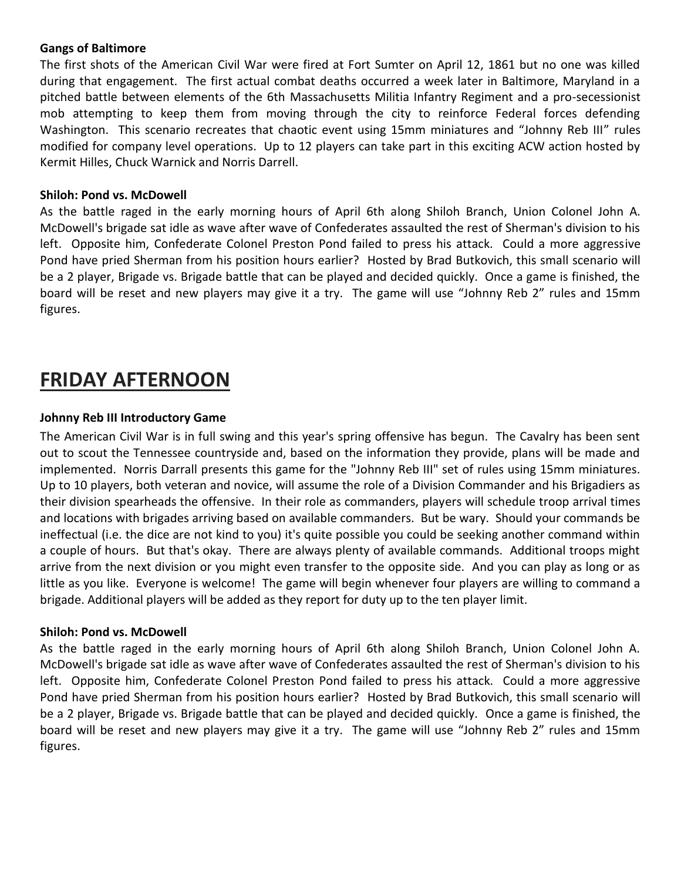**Gangs of Baltimore**

The first shots of the American Civil War were fired at Fort Sumter on April 12, 1861 but no one was killed during that engagement. The first actual combat deaths occurred a week later in Baltimore, Maryland in a pitched battle between elements of the 6th Massachusetts Militia Infantry Regiment and a pro-secessionist mob attempting to keep them from moving through the city to reinforce Federal forces defending Washington. This scenario recreates that chaotic event using 15mm miniatures and "Johnny Reb III" rules modified for company level operations. Up to 12 players can take part in this exciting ACW action hosted by Kermit Hilles, Chuck Warnick and Norris Darrell.

**Shiloh: Pond vs. McDowell**

As the battle raged in the early morning hours of April 6th along Shiloh Branch, Union Colonel John A. McDowell's brigade sat idle as wave after wave of Confederates assaulted the rest of Sherman's division to his left. Opposite him, Confederate Colonel Preston Pond failed to press his attack. Could a more aggressive Pond have pried Sherman from his position hours earlier? Hosted by Brad Butkovich, this small scenario will be a 2 player, Brigade vs. Brigade battle that can be played and decided quickly. Once a game is finished, the board will be reset and new players may give it a try. The game will use "Johnny Reb 2" rules and 15mm figures.

# FRIDAY AFTERNOON

**Johnny Reb III Introductory Game**

The American Civil War is in full swing and this year's spring offensive has begun. The Cavalry has been sent out to scout the Tennessee countryside and, based on the information they provide, plans will be made and implemented. Norris Darrall presents this game for the "Johnny Reb III" set of rules using 15mm miniatures. Up to 10 players, both veteran and novice, will assume the role of a Division Commander and his Brigadiers as their division spearheads the offensive. In their role as commanders, players will schedule troop arrival times and locations with brigades arriving based on available commanders. But be wary. Should your commands be ineffectual (i.e. the dice are not kind to you) it's quite possible you could be seeking another command within a couple of hours. But that's okay. There are always plenty of available commands. Additional troops might arrive from the next division or you might even transfer to the opposite side. And you can play as long or as little as you like. Everyone is welcome! The game will begin whenever four players are willing to command a brigade. Additional players will be added as they report for duty up to the ten player limit.

**Shiloh: Pond vs. McDowell**

As the battle raged in the early morning hours of April 6th along Shiloh Branch, Union Colonel John A. McDowell's brigade sat idle as wave after wave of Confederates assaulted the rest of Sherman's division to his left. Opposite him, Confederate Colonel Preston Pond failed to press his attack. Could a more aggressive Pond have pried Sherman from his position hours earlier? Hosted by Brad Butkovich, this small scenario will be a 2 player, Brigade vs. Brigade battle that can be played and decided quickly. Once a game is finished, the board will be reset and new players may give it a try. The game will use "Johnny Reb 2" rules and 15mm figures.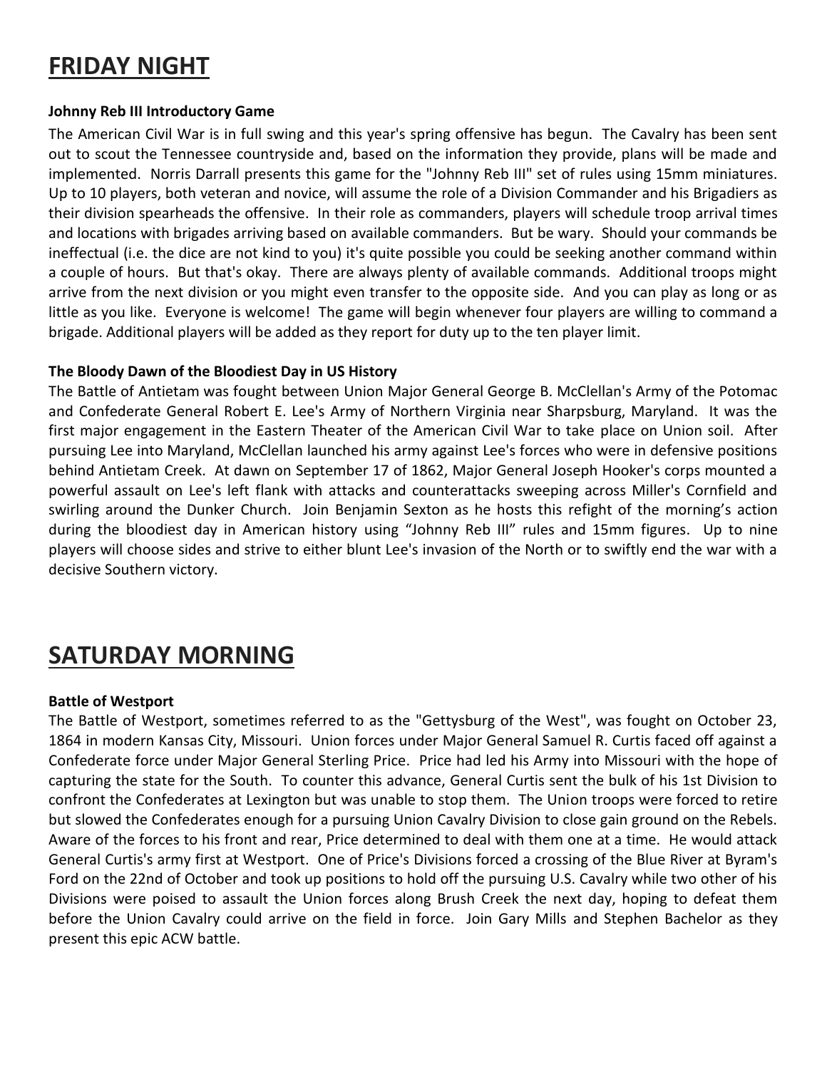# FRIDAY NIGHT

**Johnny Reb III Introductory Game**

The American Civil War is in full swing and this year's spring offensive has begun. The Cavalry has been sent out to scout the Tennessee countryside and, based on the information they provide, plans will be made and implemented. Norris Darrall presents this game for the "Johnny Reb III" set of rules using 15mm miniatures. Up to 10 players, both veteran and novice, will assume the role of a Division Commander and his Brigadiers as their division spearheads the offensive. In their role as commanders, players will schedule troop arrival times and locations with brigades arriving based on available commanders. But be wary. Should your commands be ineffectual (i.e. the dice are not kind to you) it's quite possible you could be seeking another command within a couple of hours. But that's okay. There are always plenty of available commands. Additional troops might arrive from the next division or you might even transfer to the opposite side. And you can play as long or as little as you like. Everyone is welcome! The game will begin whenever four players are willing to command a brigade. Additional players will be added as they report for duty up to the ten player limit.

**The Bloody Dawn of the Bloodiest Day in US History**

The Battle of Antietam was fought between Union Major General George B. McClellan's Army of the Potomac and Confederate General Robert E. Lee's Army of Northern Virginia near Sharpsburg, Maryland. It was the first major engagement in the Eastern Theater of the American Civil War to take place on Union soil. After pursuing Lee into Maryland, McClellan launched his army against Lee's forces who were in defensive positions behind Antietam Creek. At dawn on September 17 of 1862, Major General Joseph Hooker's corps mounted a powerful assault on Lee's left flank with attacks and counterattacks sweeping across Miller's Cornfield and swirling around the Dunker Church. Join Benjamin Sexton as he hosts this refight of the morning's action during the bloodiest day in American history using "Johnny Reb III" rules and 15mm figures. Up to nine players will choose sides and strive to either blunt Lee's invasion of the North or to swiftly end the war with a decisive Southern victory.

# SATURDAY MORNING

**Battle of Westport**

The Battle of Westport, sometimes referred to as the "Gettysburg of the West", was fought on October 23, 1864 in modern Kansas City, Missouri. Union forces under Major General Samuel R. Curtis faced off against a Confederate force under Major General Sterling Price. Price had led his Army into Missouri with the hope of capturing the state for the South. To counter this advance, General Curtis sent the bulk of his 1st Division to confront the Confederates at Lexington but was unable to stop them. The Union troops were forced to retire but slowed the Confederates enough for a pursuing Union Cavalry Division to close gain ground on the Rebels. Aware of the forces to his front and rear, Price determined to deal with them one at a time. He would attack General Curtis's army first at Westport. One of Price's Divisions forced a crossing of the Blue River at Byram's Ford on the 22nd of October and took up positions to hold off the pursuing U.S. Cavalry while two other of his Divisions were poised to assault the Union forces along Brush Creek the next day, hoping to defeat them before the Union Cavalry could arrive on the field in force. Join Gary Mills and Stephen Bachelor as they present this epic ACW battle.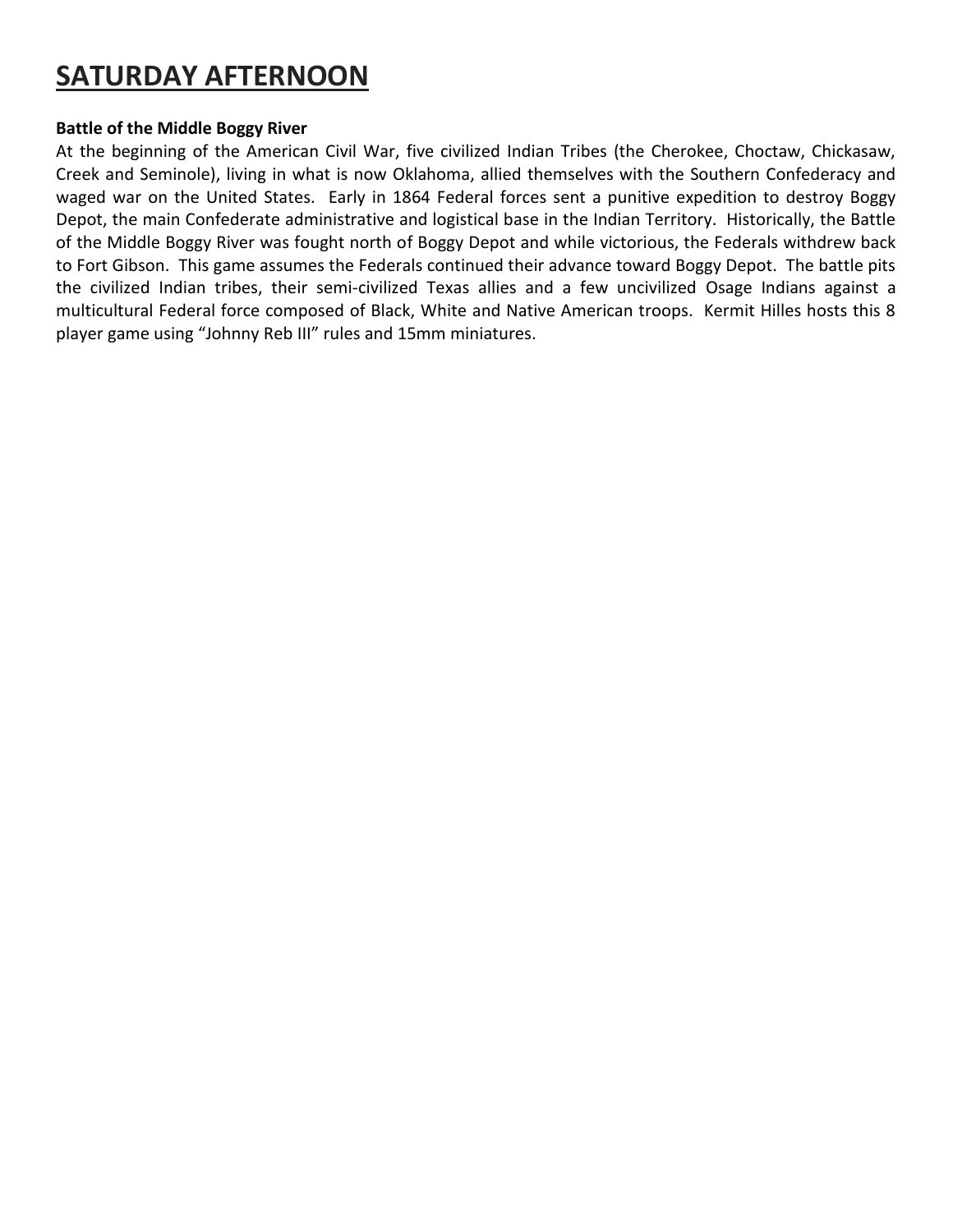# SATURDAY AFTERNOON

**Battle of the Middle Boggy River**

At the beginning of the American Civil War, five civilized Indian Tribes (the Cherokee, Choctaw, Chickasaw, Creek and Seminole), living in what is now Oklahoma, allied themselves with the Southern Confederacy and waged war on the United States. Early in 1864 Federal forces sent a punitive expedition to destroy Boggy Depot, the main Confederate administrative and logistical base in the Indian Territory. Historically, the Battle of the Middle Boggy River was fought north of Boggy Depot and while victorious, the Federals withdrew back to Fort Gibson. This game assumes the Federals continued their advance toward Boggy Depot. The battle pits the civilized Indian tribes, their semi-civilized Texas allies and a few uncivilized Osage Indians against a multicultural Federal force composed of Black, White and Native American troops. Kermit Hilles hosts this 8 player game using "Johnny Reb III" rules and 15mm miniatures.